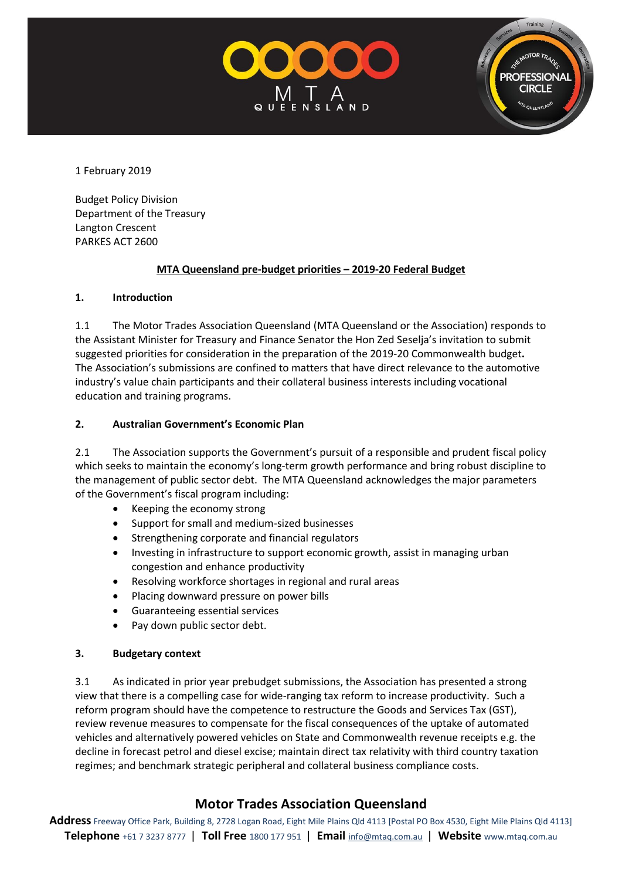1 February 2019

Budget Policy Division
Department of the Treasury
Langton Crescent
PARKES ACT 2600

**MTA Queensland pre-budget priorities – 2019-20 Federal Budget**

## 1. Introduction

1.1 The Motor Trades Association Queensland (MTA Queensland or the Association) responds to the Assistant Minister for Treasury and Finance Senator the Hon Zed Seselja's invitation to submit suggested priorities for consideration in the preparation of the 2019-20 Commonwealth budget**.** The Association's submissions are confined to matters that have direct relevance to the automotive industry's value chain participants and their collateral business interests including vocational education and training programs.

## 2. Australian Government's Economic Plan

2.1 The Association supports the Government's pursuit of a responsible and prudent fiscal policy which seeks to maintain the economy's long-term growth performance and bring robust discipline to the management of public sector debt. The MTA Queensland acknowledges the major parameters of the Government's fiscal program including:

- Keeping the economy strong
- Support for small and medium-sized businesses
- Strengthening corporate and financial regulators
- Investing in infrastructure to support economic growth, assist in managing urban congestion and enhance productivity
- Resolving workforce shortages in regional and rural areas
- Placing downward pressure on power bills
- Guaranteeing essential services
- Pay down public sector debt.

## 3. Budgetary context

3.1 As indicated in prior year prebudget submissions, the Association has presented a strong view that there is a compelling case for wide-ranging tax reform to increase productivity. Such a reform program should have the competence to restructure the Goods and Services Tax (GST), review revenue measures to compensate for the fiscal consequences of the uptake of automated vehicles and alternatively powered vehicles on State and Commonwealth revenue receipts e.g. the decline in forecast petrol and diesel excise; maintain direct tax relativity with third country taxation regimes; and benchmark strategic peripheral and collateral business compliance costs.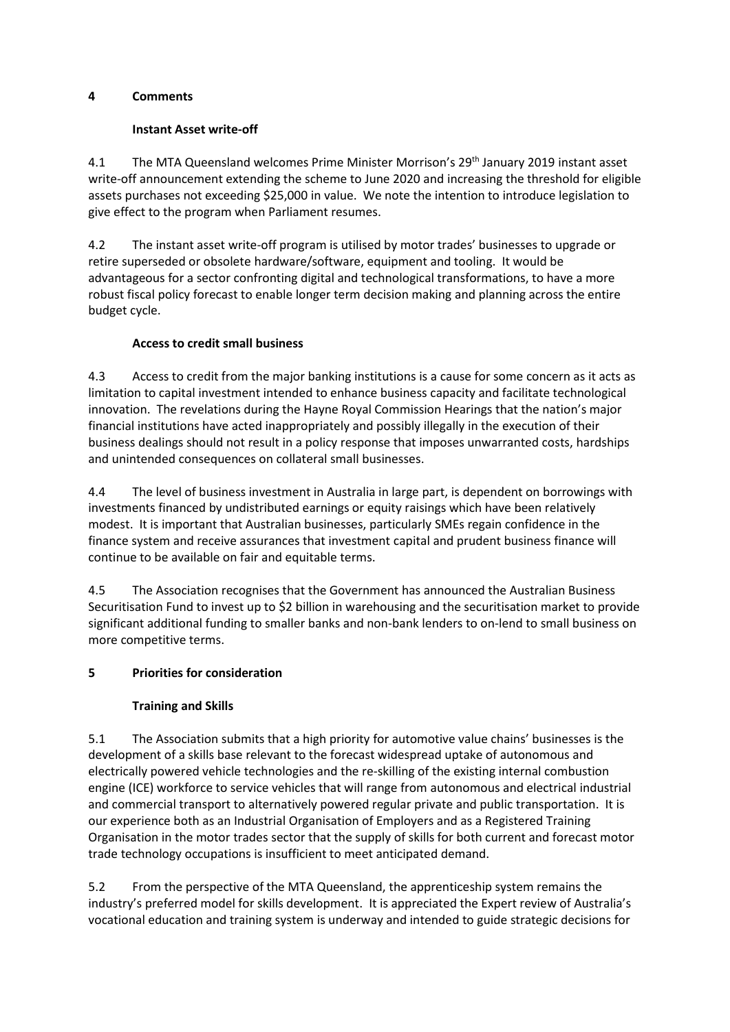## 4 Comments

### Instant Asset write-off

4.1 The MTA Queensland welcomes Prime Minister Morrison's 29th January 2019 instant asset write-off announcement extending the scheme to June 2020 and increasing the threshold for eligible assets purchases not exceeding $25,000 in value. We note the intention to introduce legislation to give effect to the program when Parliament resumes.

4.2 The instant asset write-off program is utilised by motor trades' businesses to upgrade or retire superseded or obsolete hardware/software, equipment and tooling. It would be advantageous for a sector confronting digital and technological transformations, to have a more robust fiscal policy forecast to enable longer term decision making and planning across the entire budget cycle.

### Access to credit small business

4.3 Access to credit from the major banking institutions is a cause for some concern as it acts as limitation to capital investment intended to enhance business capacity and facilitate technological innovation. The revelations during the Hayne Royal Commission Hearings that the nation's major financial institutions have acted inappropriately and possibly illegally in the execution of their business dealings should not result in a policy response that imposes unwarranted costs, hardships and unintended consequences on collateral small businesses.

4.4 The level of business investment in Australia in large part, is dependent on borrowings with investments financed by undistributed earnings or equity raisings which have been relatively modest. It is important that Australian businesses, particularly SMEs regain confidence in the finance system and receive assurances that investment capital and prudent business finance will continue to be available on fair and equitable terms.

4.5 The Association recognises that the Government has announced the Australian Business Securitisation Fund to invest up to $2 billion in warehousing and the securitisation market to provide significant additional funding to smaller banks and non-bank lenders to on-lend to small business on more competitive terms.

## 5 Priorities for consideration

### Training and Skills

5.1 The Association submits that a high priority for automotive value chains' businesses is the development of a skills base relevant to the forecast widespread uptake of autonomous and electrically powered vehicle technologies and the re-skilling of the existing internal combustion engine (ICE) workforce to service vehicles that will range from autonomous and electrical industrial and commercial transport to alternatively powered regular private and public transportation. It is our experience both as an Industrial Organisation of Employers and as a Registered Training Organisation in the motor trades sector that the supply of skills for both current and forecast motor trade technology occupations is insufficient to meet anticipated demand.

5.2 From the perspective of the MTA Queensland, the apprenticeship system remains the industry's preferred model for skills development. It is appreciated the Expert review of Australia's vocational education and training system is underway and intended to guide strategic decisions for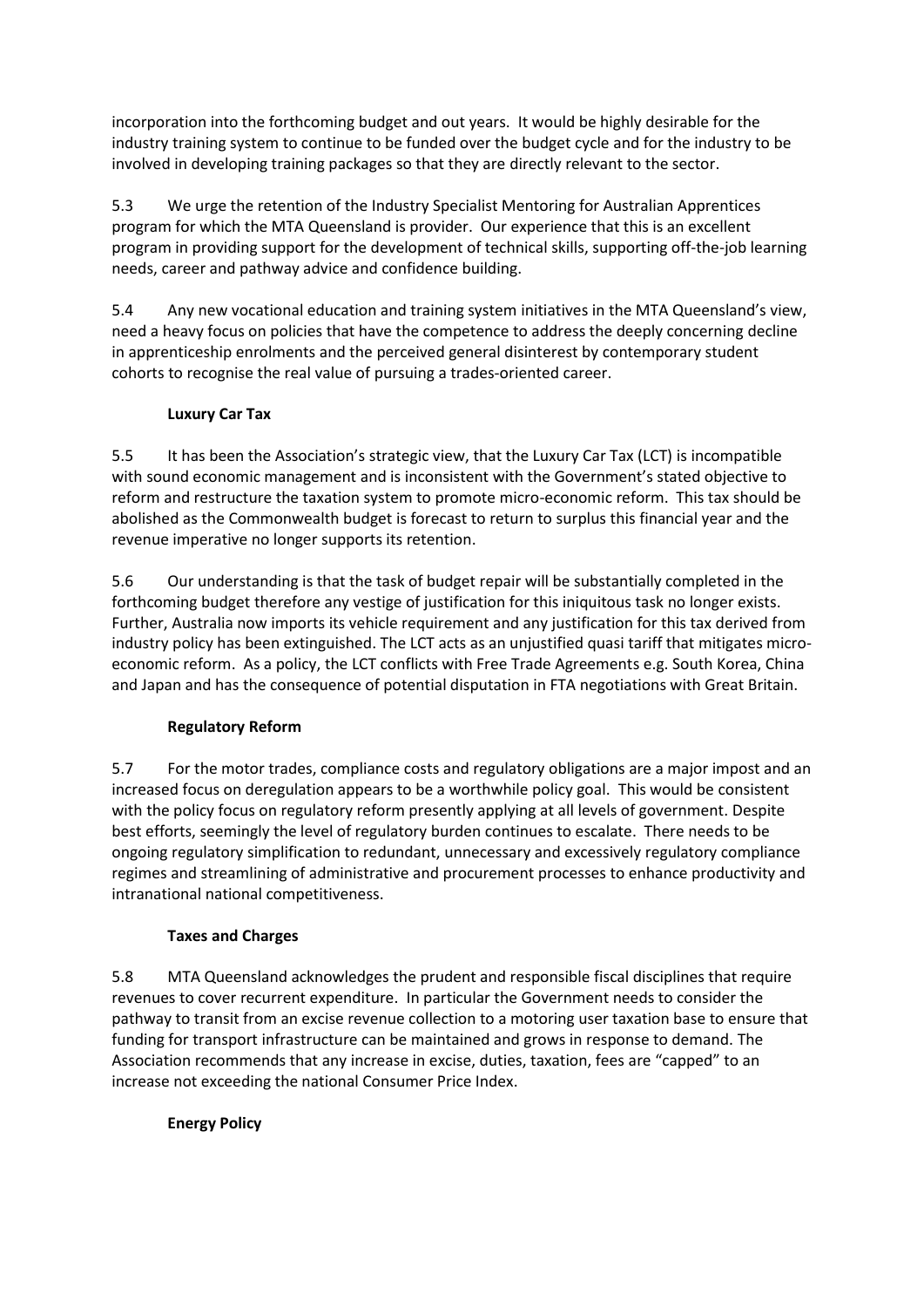incorporation into the forthcoming budget and out years. It would be highly desirable for the industry training system to continue to be funded over the budget cycle and for the industry to be involved in developing training packages so that they are directly relevant to the sector.

5.3 We urge the retention of the Industry Specialist Mentoring for Australian Apprentices program for which the MTA Queensland is provider. Our experience that this is an excellent program in providing support for the development of technical skills, supporting off-the-job learning needs, career and pathway advice and confidence building.

5.4 Any new vocational education and training system initiatives in the MTA Queensland's view, need a heavy focus on policies that have the competence to address the deeply concerning decline in apprenticeship enrolments and the perceived general disinterest by contemporary student cohorts to recognise the real value of pursuing a trades-oriented career.

**Luxury Car Tax**

5.5 It has been the Association's strategic view, that the Luxury Car Tax (LCT) is incompatible with sound economic management and is inconsistent with the Government's stated objective to reform and restructure the taxation system to promote micro-economic reform. This tax should be abolished as the Commonwealth budget is forecast to return to surplus this financial year and the revenue imperative no longer supports its retention.

5.6 Our understanding is that the task of budget repair will be substantially completed in the forthcoming budget therefore any vestige of justification for this iniquitous task no longer exists. Further, Australia now imports its vehicle requirement and any justification for this tax derived from industry policy has been extinguished. The LCT acts as an unjustified quasi tariff that mitigates micro-economic reform. As a policy, the LCT conflicts with Free Trade Agreements e.g. South Korea, China and Japan and has the consequence of potential disputation in FTA negotiations with Great Britain.

**Regulatory Reform**

5.7 For the motor trades, compliance costs and regulatory obligations are a major impost and an increased focus on deregulation appears to be a worthwhile policy goal. This would be consistent with the policy focus on regulatory reform presently applying at all levels of government. Despite best efforts, seemingly the level of regulatory burden continues to escalate. There needs to be ongoing regulatory simplification to redundant, unnecessary and excessively regulatory compliance regimes and streamlining of administrative and procurement processes to enhance productivity and intranational national competitiveness.

**Taxes and Charges**

5.8 MTA Queensland acknowledges the prudent and responsible fiscal disciplines that require revenues to cover recurrent expenditure. In particular the Government needs to consider the pathway to transit from an excise revenue collection to a motoring user taxation base to ensure that funding for transport infrastructure can be maintained and grows in response to demand. The Association recommends that any increase in excise, duties, taxation, fees are "capped" to an increase not exceeding the national Consumer Price Index.

**Energy Policy**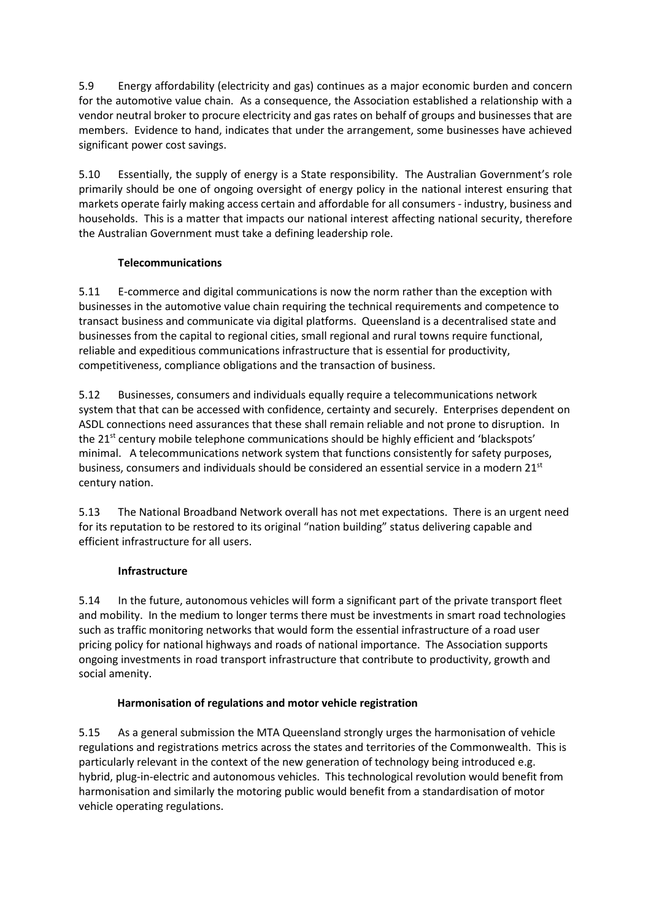5.9 Energy affordability (electricity and gas) continues as a major economic burden and concern for the automotive value chain. As a consequence, the Association established a relationship with a vendor neutral broker to procure electricity and gas rates on behalf of groups and businesses that are members. Evidence to hand, indicates that under the arrangement, some businesses have achieved significant power cost savings.

5.10 Essentially, the supply of energy is a State responsibility. The Australian Government's role primarily should be one of ongoing oversight of energy policy in the national interest ensuring that markets operate fairly making access certain and affordable for all consumers - industry, business and households. This is a matter that impacts our national interest affecting national security, therefore the Australian Government must take a defining leadership role.

**Telecommunications**

5.11 E-commerce and digital communications is now the norm rather than the exception with businesses in the automotive value chain requiring the technical requirements and competence to transact business and communicate via digital platforms. Queensland is a decentralised state and businesses from the capital to regional cities, small regional and rural towns require functional, reliable and expeditious communications infrastructure that is essential for productivity, competitiveness, compliance obligations and the transaction of business.

5.12 Businesses, consumers and individuals equally require a telecommunications network system that that can be accessed with confidence, certainty and securely. Enterprises dependent on ASDL connections need assurances that these shall remain reliable and not prone to disruption. In the 21st century mobile telephone communications should be highly efficient and 'blackspots' minimal. A telecommunications network system that functions consistently for safety purposes, business, consumers and individuals should be considered an essential service in a modern 21st century nation.

5.13 The National Broadband Network overall has not met expectations. There is an urgent need for its reputation to be restored to its original "nation building" status delivering capable and efficient infrastructure for all users.

**Infrastructure**

5.14 In the future, autonomous vehicles will form a significant part of the private transport fleet and mobility. In the medium to longer terms there must be investments in smart road technologies such as traffic monitoring networks that would form the essential infrastructure of a road user pricing policy for national highways and roads of national importance. The Association supports ongoing investments in road transport infrastructure that contribute to productivity, growth and social amenity.

**Harmonisation of regulations and motor vehicle registration**

5.15 As a general submission the MTA Queensland strongly urges the harmonisation of vehicle regulations and registrations metrics across the states and territories of the Commonwealth. This is particularly relevant in the context of the new generation of technology being introduced e.g. hybrid, plug-in-electric and autonomous vehicles. This technological revolution would benefit from harmonisation and similarly the motoring public would benefit from a standardisation of motor vehicle operating regulations.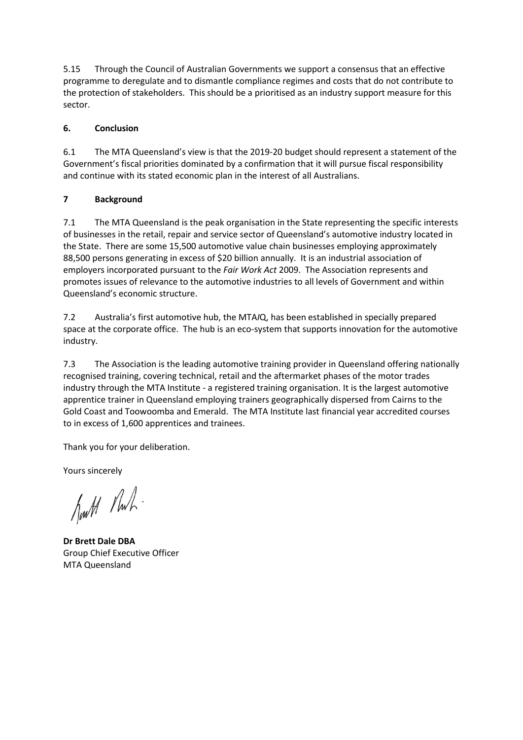5.15 Through the Council of Australian Governments we support a consensus that an effective programme to deregulate and to dismantle compliance regimes and costs that do not contribute to the protection of stakeholders. This should be a prioritised as an industry support measure for this sector.

## 6. Conclusion

6.1 The MTA Queensland's view is that the 2019-20 budget should represent a statement of the Government's fiscal priorities dominated by a confirmation that it will pursue fiscal responsibility and continue with its stated economic plan in the interest of all Australians.

## 7 Background

7.1 The MTA Queensland is the peak organisation in the State representing the specific interests of businesses in the retail, repair and service sector of Queensland's automotive industry located in the State. There are some 15,500 automotive value chain businesses employing approximately 88,500 persons generating in excess of $20 billion annually. It is an industrial association of employers incorporated pursuant to the *Fair Work Act* 2009. The Association represents and promotes issues of relevance to the automotive industries to all levels of Government and within Queensland's economic structure.

7.2 Australia's first automotive hub, the MTA*I*Q, has been established in specially prepared space at the corporate office. The hub is an eco-system that supports innovation for the automotive industry.

7.3 The Association is the leading automotive training provider in Queensland offering nationally recognised training, covering technical, retail and the aftermarket phases of the motor trades industry through the MTA Institute - a registered training organisation. It is the largest automotive apprentice trainer in Queensland employing trainers geographically dispersed from Cairns to the Gold Coast and Toowoomba and Emerald. The MTA Institute last financial year accredited courses to in excess of 1,600 apprentices and trainees.

Thank you for your deliberation.

Yours sincerely

**Dr Brett Dale DBA**
Group Chief Executive Officer
MTA Queensland